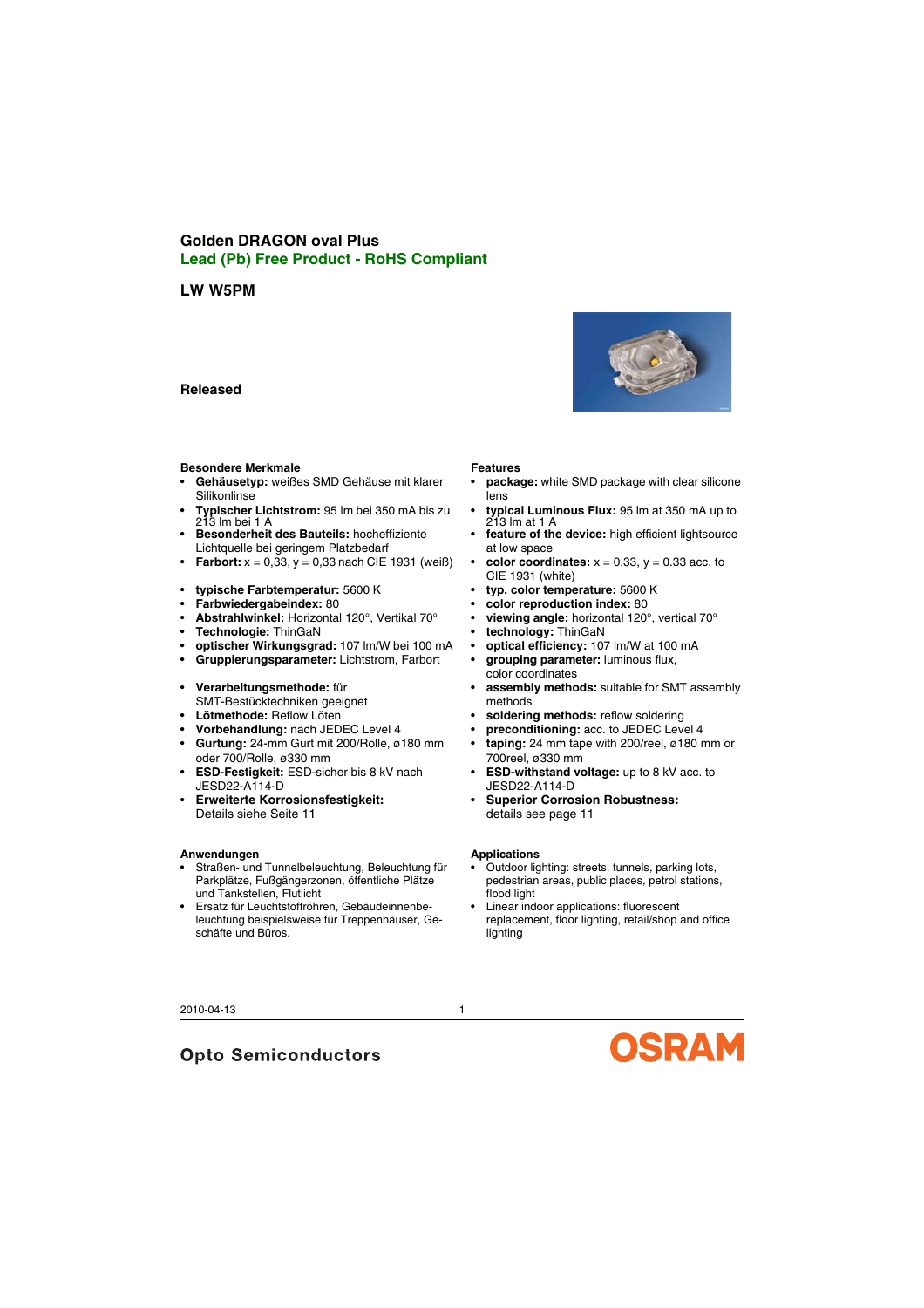# Golden DRAGON oval Plus

## Lead (Pb) Free Product - RoHS Compliant

## LW W5PM

**Released**

### Besondere Merkmale

- **Gehäusetyp:** weißes SMD Gehäuse mit klarer Silikonlinse
- **Typischer Lichtstrom:** 95 lm bei 350 mA bis zu 213 lm bei 1 A
- **Besonderheit des Bauteils:** hocheffiziente Lichtquelle bei geringem Platzbedarf
- **Farbort:** x = 0,33, y = 0,33 nach CIE 1931 (weiß)
- **typische Farbtemperatur:** 5600 K
- **Farbwiedergabeindex:** 80
- **Abstrahlwinkel:** Horizontal 120°, Vertikal 70°
- **Technologie:** ThinGaN
- **optischer Wirkungsgrad:** 107 lm/W bei 100 mA
- **Gruppierungsparameter:** Lichtstrom, Farbort
- **Verarbeitungsmethode:** für SMT-Bestücktechniken geeignet
- **Lötmethode:** Reflow Löten
- **Vorbehandlung:** nach JEDEC Level 4
- **Gurtung:** 24-mm Gurt mit 200/Rolle, ø180 mm oder 700/Rolle, ø330 mm
- **ESD-Festigkeit:** ESD-sicher bis 8 kV nach JESD22-A114-D
- **Erweiterte Korrosionsfestigkeit:** Details siehe Seite 11

### Features

- **package:** white SMD package with clear silicone lens
- **typical Luminous Flux:** 95 lm at 350 mA up to 213 lm at 1 A
- **feature of the device:** high efficient lightsource at low space
- **color coordinates:** x = 0.33, y = 0.33 acc. to CIE 1931 (white)
- **typ. color temperature:** 5600 K
- **color reproduction index:** 80
- **viewing angle:** horizontal 120°, vertical 70°
- **technology:** ThinGaN
- **optical efficiency:** 107 lm/W at 100 mA
- **grouping parameter:** luminous flux, color coordinates
- **assembly methods:** suitable for SMT assembly methods
- **soldering methods:** reflow soldering
- **preconditioning:** acc. to JEDEC Level 4
- **taping:** 24 mm tape with 200/reel, ø180 mm or 700reel, ø330 mm
- **ESD-withstand voltage:** up to 8 kV acc. to JESD22-A114-D
- **Superior Corrosion Robustness:** details see page 11

### Anwendungen

- Straßen- und Tunnelbeleuchtung, Beleuchtung für Parkplätze, Fußgängerzonen, öffentliche Plätze und Tankstellen, Flutlicht
- Ersatz für Leuchtstoffröhren, Gebäudeinnenbeleuchtung beispielsweise für Treppenhäuser, Geschäfte und Büros.

### Applications

- Outdoor lighting: streets, tunnels, parking lots, pedestrian areas, public places, petrol stations, flood light
- Linear indoor applications: fluorescent replacement, floor lighting, retail/shop and office lighting

2010-04-13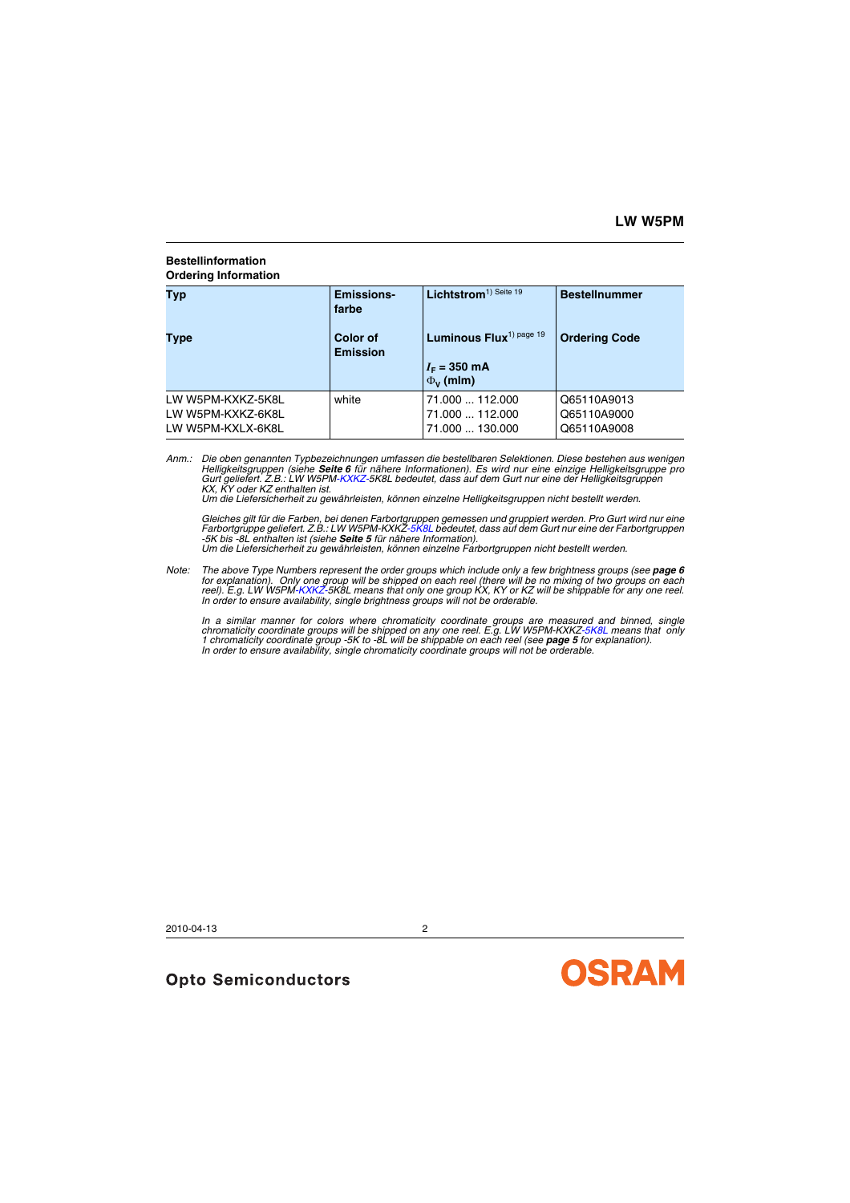**Bestellinformation**
**Ordering Information**

| Typ<br><br>Type | Emissions-farbe<br><br>Color of Emission | Lichtstrom[1) Seite 19]<br><br>Luminous Flux[1) page 19]<br><br>$I_F$ = 350 mA<br>$\Phi_V$ (mlm) | Bestellnummer<br><br>Ordering Code |
|---|---|---|---|
| LW W5PM-KXKZ-5K8L | white | 71.000 ... 112.000 | Q65110A9013 |
| LW W5PM-KXKZ-6K8L | | 71.000 ... 112.000 | Q65110A9000 |
| LW W5PM-KXLX-6K8L | | 71.000 ... 130.000 | Q65110A9008 |

*Anm.: Die oben genannten Typbezeichnungen umfassen die bestellbaren Selektionen. Diese bestehen aus wenigen Helligkeitsgruppen (siehe **Seite 6** für nähere Informationen). Es wird nur eine einzige Helligkeitsgruppe pro Gurt geliefert. Z.B.: LW W5PM-KXKZ-5K8L bedeutet, dass auf dem Gurt nur eine der Helligkeitsgruppen KX, KY oder KZ enthalten ist.*
*Um die Liefersicherheit zu gewährleisten, können einzelne Helligkeitsgruppen nicht bestellt werden.*

*Gleiches gilt für die Farben, bei denen Farbortgruppen gemessen und gruppiert werden. Pro Gurt wird nur eine Farbortgruppe geliefert. Z.B.: LW W5PM-KXKZ-5K8L bedeutet, dass auf dem Gurt nur eine der Farbortgruppen -5K bis -8L enthalten ist (siehe **Seite 5** für nähere Information).*
*Um die Liefersicherheit zu gewährleisten, können einzelne Farbortgruppen nicht bestellt werden.*

*Note: The above Type Numbers represent the order groups which include only a few brightness groups (see **page 6** for explanation). Only one group will be shipped on each reel (there will be no mixing of two groups on each reel). E.g. LW W5PM-KXKZ-5K8L means that only one group KX, KY or KZ will be shippable for any one reel. In order to ensure availability, single brightness groups will not be orderable.*

*In a similar manner for colors where chromaticity coordinate groups are measured and binned, single chromaticity coordinate groups will be shipped on any one reel. E.g. LW W5PM-KXKZ-5K8L means that only 1 chromaticity coordinate group -5K to -8L will be shippable on each reel (see **page 5** for explanation). In order to ensure availability, single chromaticity coordinate groups will not be orderable.*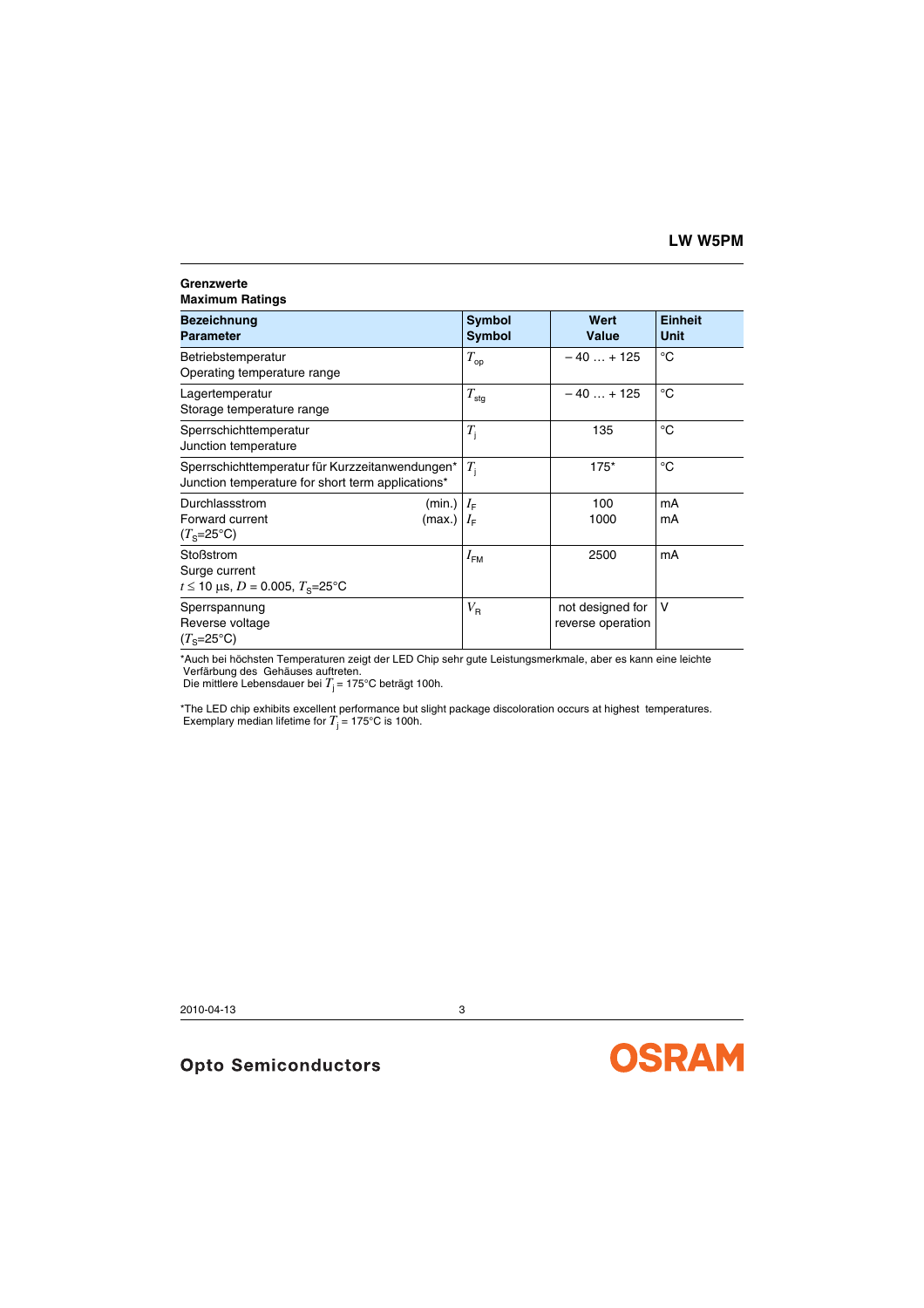**Grenzwerte**
**Maximum Ratings**

| **Bezeichnung**<br>**Parameter** | **Symbol**<br>**Symbol** | **Wert**<br>**Value** | **Einheit**<br>**Unit** |
|---|---|---|---|
| Betriebstemperatur<br>Operating temperature range | $T_{op}$ | – 40 … + 125 | °C |
| Lagertemperatur<br>Storage temperature range | $T_{stg}$ | – 40 … + 125 | °C |
| Sperrschichttemperatur<br>Junction temperature | $T_j$ | 135 | °C |
| Sperrschichttemperatur für Kurzzeitanwendungen*<br>Junction temperature for short term applications* | $T_j$ | 175* | °C |
| Durchlassstrom (min.)<br>Forward current (max.)<br>($T_S$=25°C) | $I_F$<br>$I_F$ | 100<br>1000 | mA<br>mA |
| Stoßstrom<br>Surge current<br>$t \leq 10$ µs, $D = 0.005$, $T_S$=25°C | $I_{FM}$ | 2500 | mA |
| Sperrspannung<br>Reverse voltage<br>($T_S$=25°C) | $V_R$ | not designed for reverse operation | V |

*Auch bei höchsten Temperaturen zeigt der LED Chip sehr gute Leistungsmerkmale, aber es kann eine leichte Verfärbung des Gehäuses auftreten.
Die mittlere Lebensdauer bei $T_j$ = 175°C beträgt 100h.

*The LED chip exhibits excellent performance but slight package discoloration occurs at highest temperatures.
Exemplary median lifetime for $T_j$ = 175°C is 100h.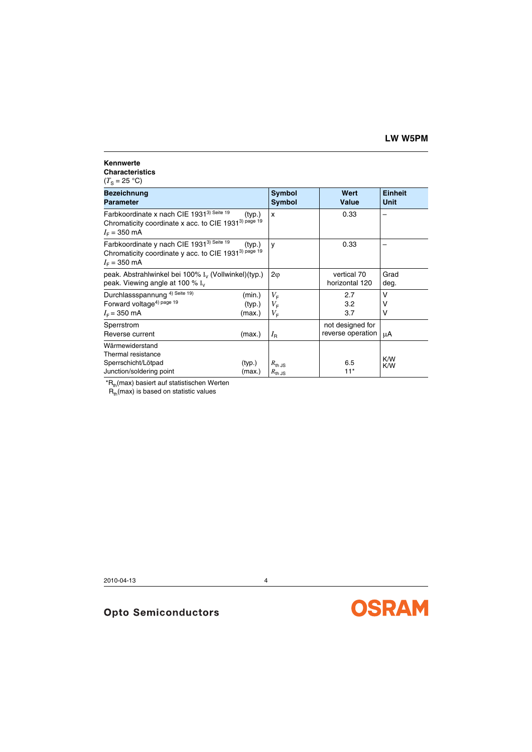**Kennwerte**
**Characteristics**
($T_S$ = 25 °C)

| **Bezeichnung** **Parameter** | | **Symbol** **Symbol** | **Wert** **Value** | **Einheit** **Unit** |
|---|---|---|---|---|
| Farbkoordinate x nach CIE 1931[3) Seite 19] Chromaticity coordinate x acc. to CIE 1931[3) page 19] $I_F$ = 350 mA | (typ.) | x | 0.33 | – |
| Farbkoordinate y nach CIE 1931[3) Seite 19] Chromaticity coordinate y acc. to CIE 1931[3) page 19] $I_F$ = 350 mA | (typ.) | y | 0.33 | – |
| peak. Abstrahlwinkel bei 100% $I_V$ (Vollwinkel) peak. Viewing angle at 100 % $I_V$ | (typ.) | $2\varphi$ | vertical 70 horizontal 120 | Grad deg. |
| Durchlassspannung [4) Seite 19)] Forward voltage[4) page 19] $I_F$ = 350 mA | (min.) (typ.) (max.) | $V_F$ $V_F$ $V_F$ | 2.7 3.2 3.7 | V V V |
| Sperrstrom Reverse current | (max.) | $I_R$ | not designed for reverse operation | μA |
| Wärmewiderstand Thermal resistance Sperrschicht/Lötpad Junction/soldering point | (typ.) (max.) | $R_{th\ JS}$ $R_{th\ JS}$ | 6.5 11* | K/W K/W |

*$R_{th}$(max) basiert auf statistischen Werten
$R_{th}$(max) is based on statistic values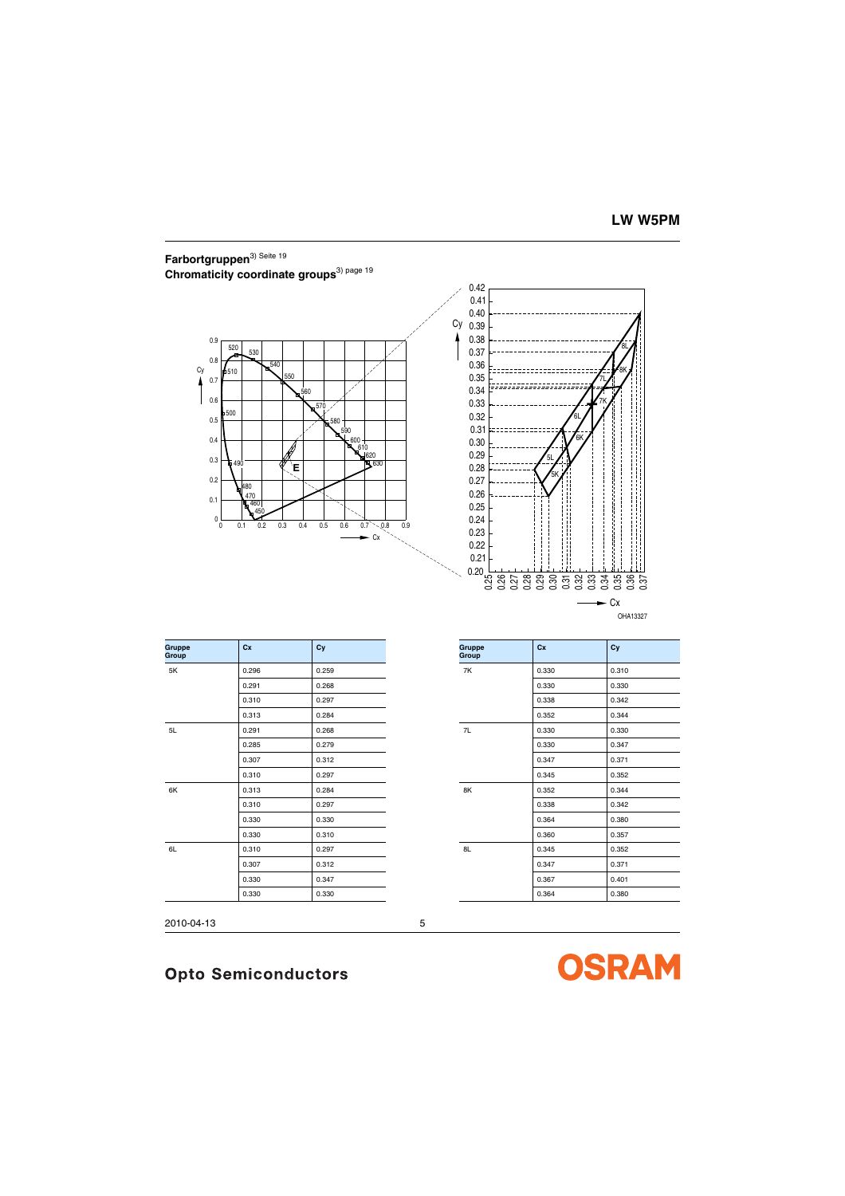## Farbortgruppen[3] Seite 19
## Chromaticity coordinate groups[3] page 19

OHA13327

| Gruppe Group | Cx | Cy |
|---|---|---|
| 5K | 0.296 | 0.259 |
| | 0.291 | 0.268 |
| | 0.310 | 0.297 |
| | 0.313 | 0.284 |
| 5L | 0.291 | 0.268 |
| | 0.285 | 0.279 |
| | 0.307 | 0.312 |
| | 0.310 | 0.297 |
| 6K | 0.313 | 0.284 |
| | 0.310 | 0.297 |
| | 0.330 | 0.330 |
| | 0.330 | 0.310 |
| 6L | 0.310 | 0.297 |
| | 0.307 | 0.312 |
| | 0.330 | 0.347 |
| | 0.330 | 0.330 |

| Gruppe Group | Cx | Cy |
|---|---|---|
| 7K | 0.330 | 0.310 |
| | 0.330 | 0.330 |
| | 0.338 | 0.342 |
| | 0.352 | 0.344 |
| 7L | 0.330 | 0.330 |
| | 0.330 | 0.347 |
| | 0.347 | 0.371 |
| | 0.345 | 0.352 |
| 8K | 0.352 | 0.344 |
| | 0.338 | 0.342 |
| | 0.364 | 0.380 |
| | 0.360 | 0.357 |
| 8L | 0.345 | 0.352 |
| | 0.347 | 0.371 |
| | 0.367 | 0.401 |
| | 0.364 | 0.380 |

2010-04-13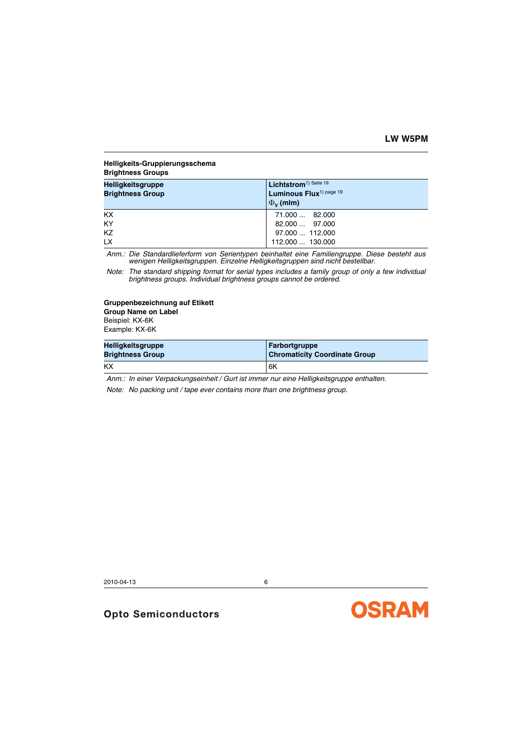**Helligkeits-Gruppierungsschema**
**Brightness Groups**

| Helligkeitsgruppe<br>Brightness Group | Lichtstrom[1) Seite 19]<br>Luminous Flux[1) page 19]<br>$\Phi_V$ (mlm) |
|---|---|
| KX | 71.000 ... 82.000 |
| KY | 82.000 ... 97.000 |
| KZ | 97.000 ... 112.000 |
| LX | 112.000 ... 130.000 |

*Anm.: Die Standardlieferform von Serientypen beinhaltet eine Familiengruppe. Diese besteht aus wenigen Helligkeitsgruppen. Einzelne Helligkeitsgruppen sind nicht bestellbar.*

*Note: The standard shipping format for serial types includes a family group of only a few individual brightness groups. Individual brightness groups cannot be ordered.*

**Gruppenbezeichnung auf Etikett**
**Group Name on Label**
Beispiel: KX-6K
Example: KX-6K

| Helligkeitsgruppe<br>Brightness Group | Farbortgruppe<br>Chromaticity Coordinate Group |
|---|---|
| KX | 6K |

*Anm.: In einer Verpackungseinheit / Gurt ist immer nur eine Helligkeitsgruppe enthalten.*

*Note: No packing unit / tape ever contains more than one brightness group.*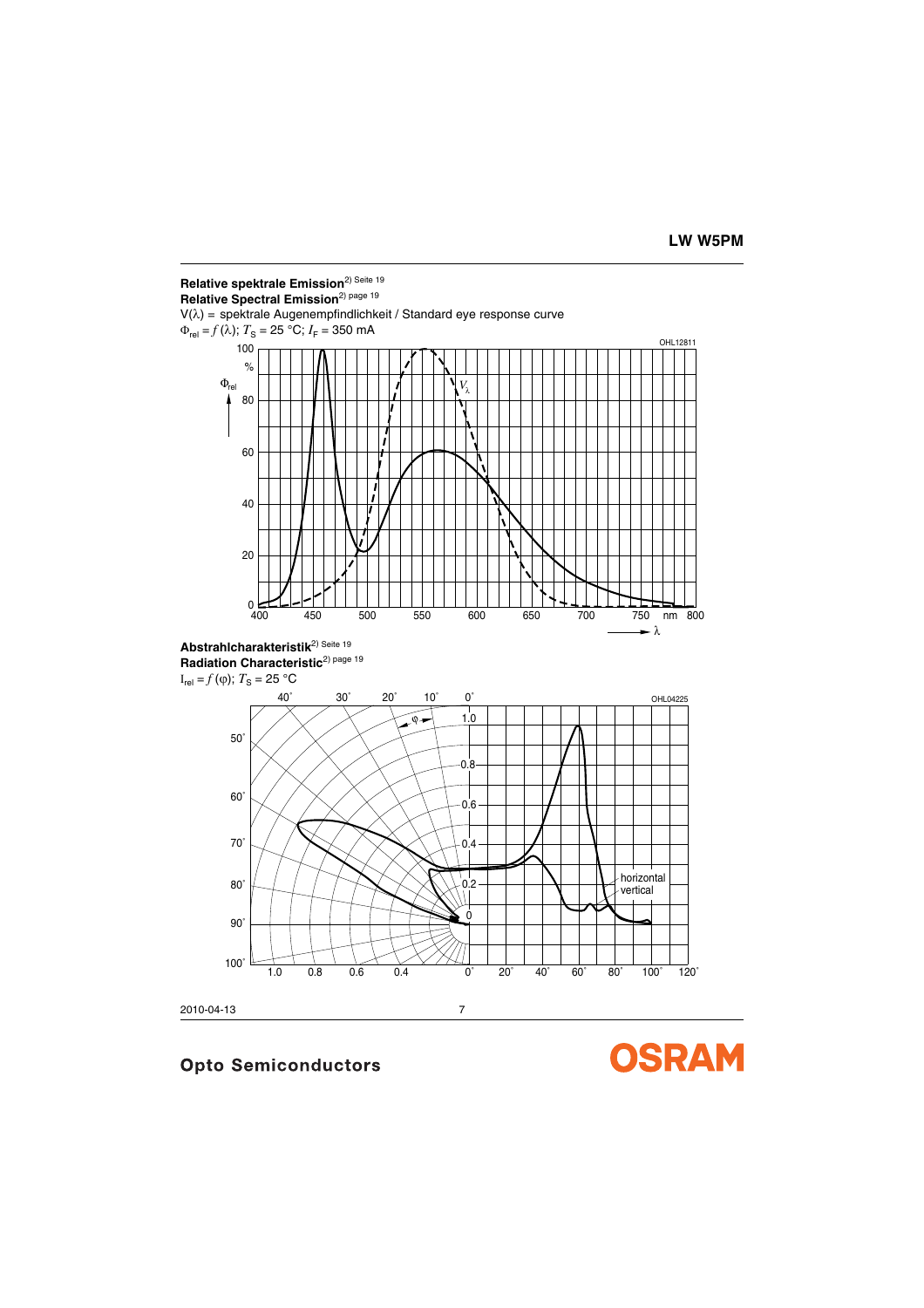## Relative spektrale Emission[2] Seite 19

## Relative Spectral Emission[2] page 19

V(λ) = spektrale Augenempfindlichkeit / Standard eye response curve

$\Phi_{rel} = f(\lambda)$; $T_S$ = 25 °C; $I_F$ = 350 mA

## Abstrahlcharakteristik[2] Seite 19

## Radiation Characteristic[2] page 19

$I_{rel} = f(\varphi)$; $T_S$ = 25 °C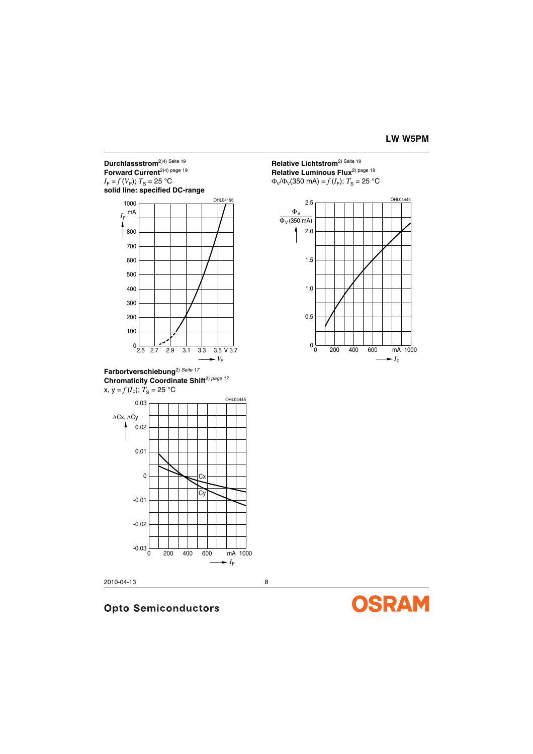**Durchlassstrom**[2)4) Seite 19]
**Forward Current**[2)4) page 19]
$I_F = f(V_F)$; $T_S$ = 25 °C
**solid line: specified DC-range**

OHL04196

**Relative Lichtstrom**[2) Seite 19]
**Relative Luminous Flux**[2) page 19]
$\Phi_V/\Phi_V(350\text{ mA}) = f(I_F)$; $T_S$ = 25 °C

OHL04444

**Farbortverschiebung**[2) *Seite 17*]
**Chromaticity Coordinate Shift**[2) *page 17*]
x, y = $f(I_F)$; $T_S$ = 25 °C

OHL04445

2010-04-13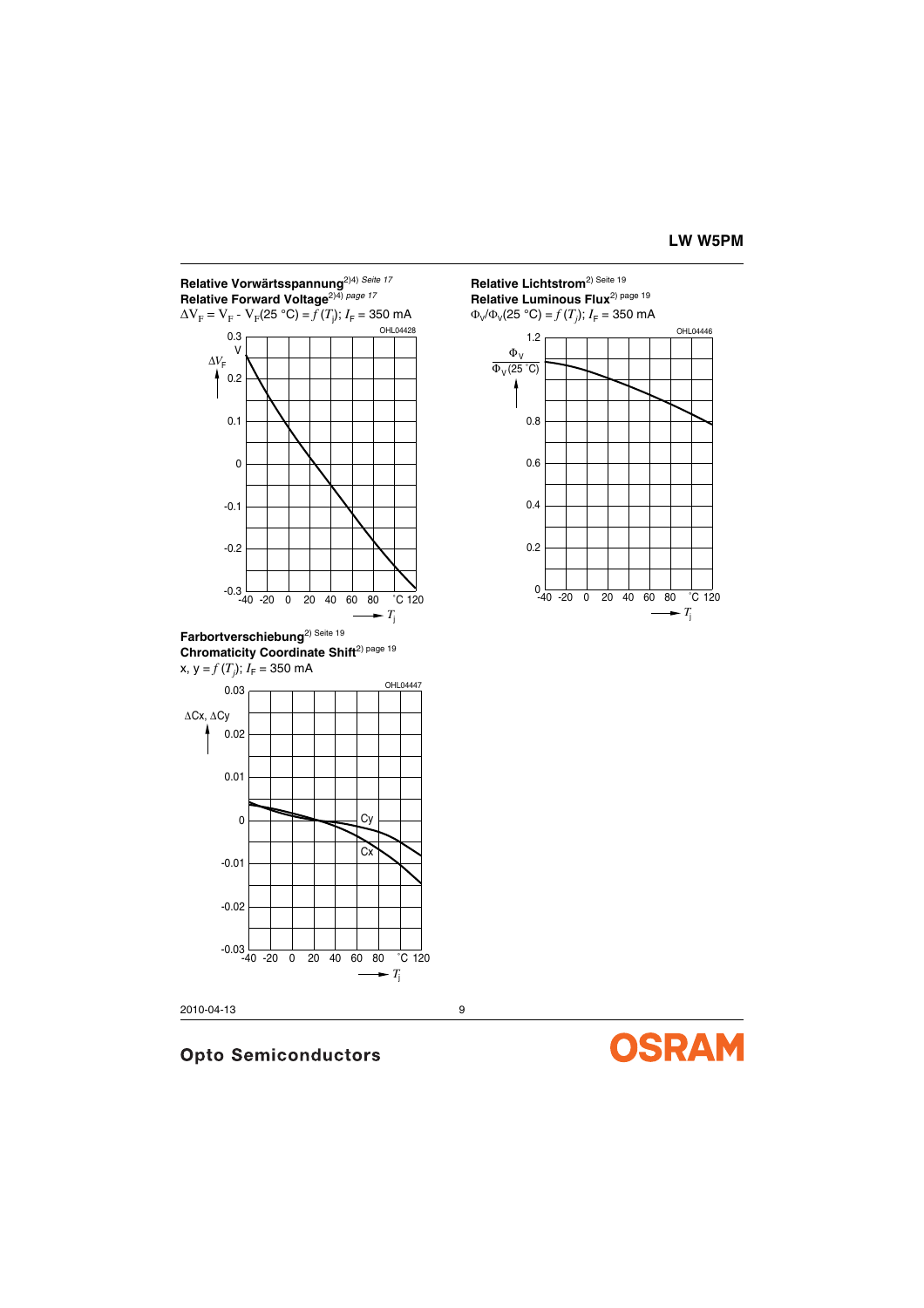**Relative Vorwärtsspannung**[2)4)] *Seite 17*
**Relative Forward Voltage**[2)4)] *page 17*
$\Delta V_F = V_F - V_F(25\ °C) = f(T_j)$; $I_F$ = 350 mA

OHL04428

**Relative Lichtstrom**[2)] Seite 19
**Relative Luminous Flux**[2)] page 19
$\Phi_V/\Phi_V(25\ °C) = f(T_j)$; $I_F$ = 350 mA

OHL04446

**Farbortverschiebung**[2)] Seite 19
**Chromaticity Coordinate Shift**[2)] page 19
x, y = $f(T_j)$; $I_F$ = 350 mA

OHL04447

2010-04-13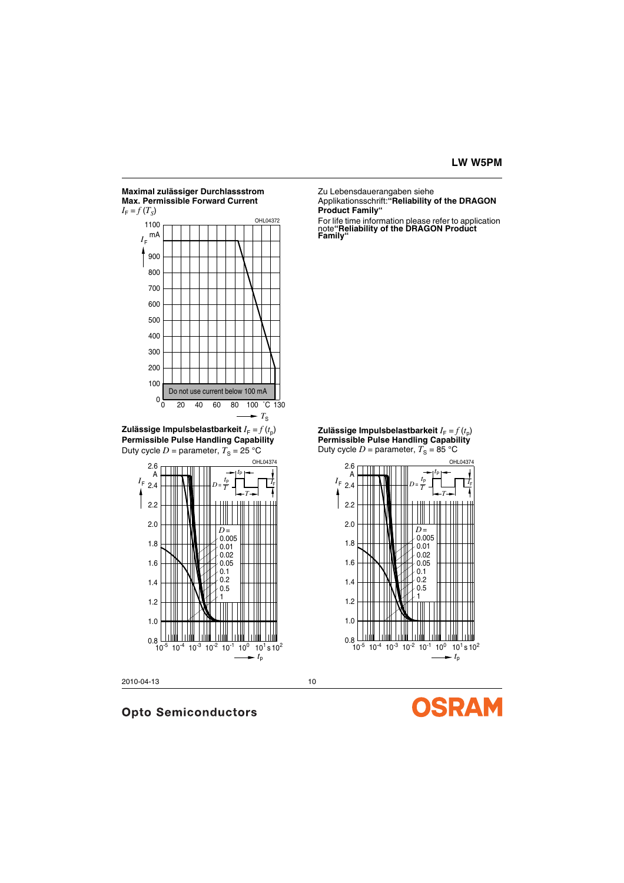**Maximal zulässiger Durchlassstrom**
**Max. Permissible Forward Current**
$I_F = f(T_S)$

OHL04372

Do not use current below 100 mA

Zu Lebensdauerangaben siehe Applikationsschrift: **"Reliability of the DRAGON Product Family"**

For life time information please refer to application note **"Reliability of the DRAGON Product Family"**

**Zulässige Impulsbelastbarkeit** $I_F = f(t_p)$
**Permissible Pulse Handling Capability**
Duty cycle $D$ = parameter, $T_S$ = 25 °C

OHL04374

**Zulässige Impulsbelastbarkeit** $I_F = f(t_p)$
**Permissible Pulse Handling Capability**
Duty cycle $D$ = parameter, $T_S$ = 85 °C

OHL04374

2010-04-13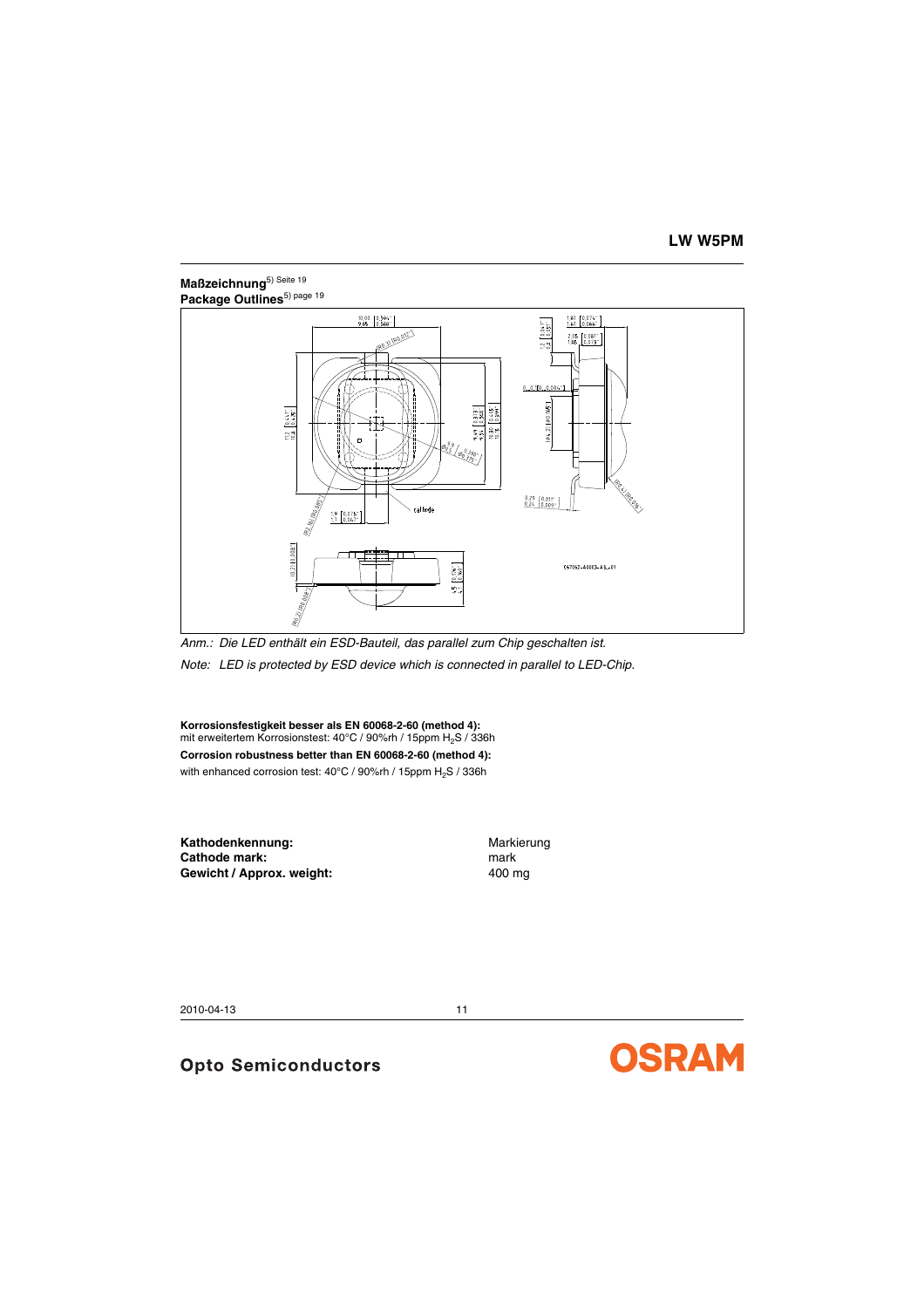**Maßzeichnung**[5) Seite 19]
**Package Outlines**[5) page 19]

*Anm.: Die LED enthält ein ESD-Bauteil, das parallel zum Chip geschaltet ist.*

*Note: LED is protected by ESD device which is connected in parallel to LED-Chip.*

**Korrosionsfestigkeit besser als EN 60068-2-60 (method 4):**
mit erweitertem Korrosionstest: 40°C / 90%rh / 15ppm $H_2S$ / 336h

**Corrosion robustness better than EN 60068-2-60 (method 4):**
with enhanced corrosion test: 40°C / 90%rh / 15ppm $H_2S$ / 336h

| | |
|---|---|
| **Kathodenkennung:** | Markierung |
| **Cathode mark:** | mark |
| **Gewicht / Approx. weight:** | 400 mg |

2010-04-13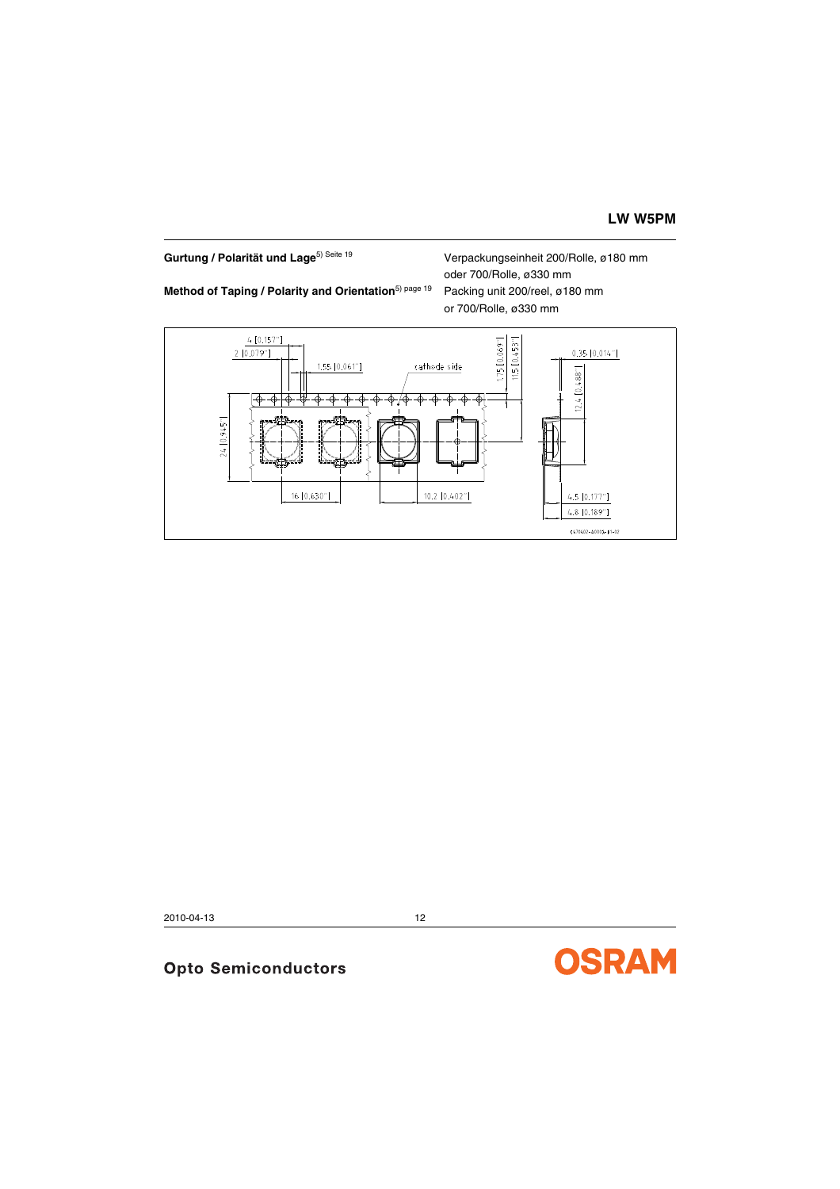**Gurtung / Polarität und Lage**[5) Seite 19]

**Method of Taping / Polarity and Orientation**[5) page 19]

Verpackungseinheit 200/Rolle, ø180 mm oder 700/Rolle, ø330 mm
Packing unit 200/reel, ø180 mm or 700/Rolle, ø330 mm

4 [0.157"]
2 [0.079"]
1.55 [0.061"]
cathode side
1.75 [0.069"]
11.5 [0.453"]
0.35 [0.014"]
12.4 [0.488"]
24 [0.945"]
16 [0.630"]
10.2 [0.402"]
4.5 [0.177"]
4.8 [0.189"]
C47062-A0003-B1-02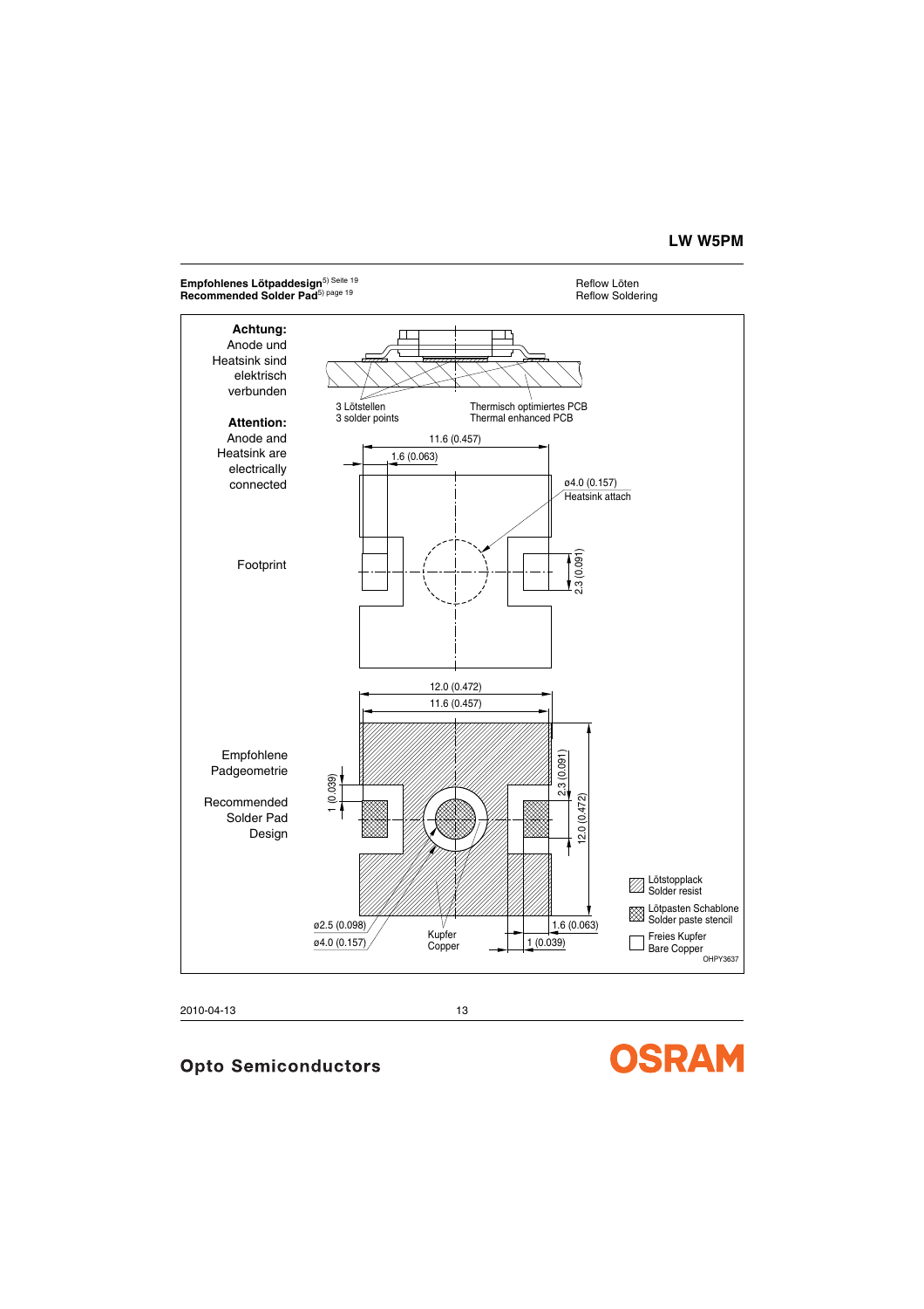**Empfohlenes Lötpaddesign**[5) Seite 19]
**Recommended Solder Pad**[5) page 19]

Reflow Löten
Reflow Soldering

**Achtung:**
Anode und Heatsink sind elektrisch verbunden

**Attention:**
Anode and Heatsink are electrically connected

3 Lötstellen
3 solder points

Thermisch optimiertes PCB
Thermal enhanced PCB

Footprint

11.6 (0.457)
1.6 (0.063)
ø4.0 (0.157)
Heatsink attach
2.3 (0.091)

Empfohlene Padgeometrie

Recommended Solder Pad Design

12.0 (0.472)
11.6 (0.457)
1 (0.039)
2.3 (0.091)
12.0 (0.472)
ø2.5 (0.098)
ø4.0 (0.157)
Kupfer
Copper
1.6 (0.063)
1 (0.039)

Lötstopplack
Solder resist

Lötpasten Schablone
Solder paste stencil

Freies Kupfer
Bare Copper

OHPY3637

2010-04-13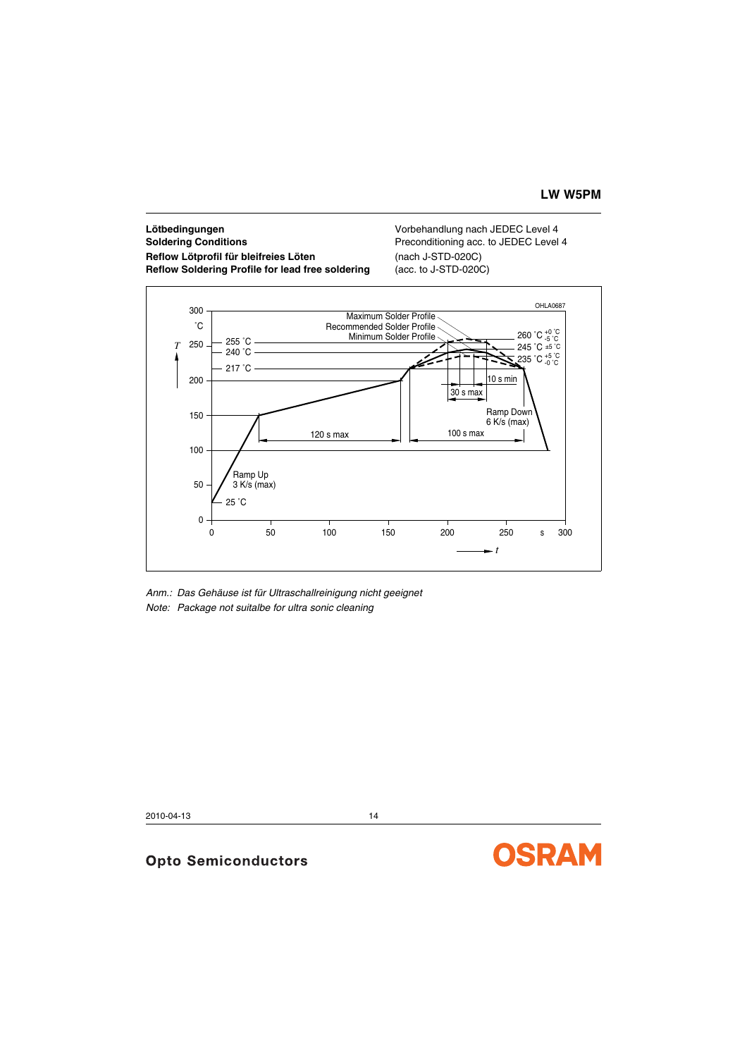**Lötbedingungen**
**Soldering Conditions**
**Reflow Lötprofil für bleifreies Löten**
**Reflow Soldering Profile for lead free soldering**

Vorbehandlung nach JEDEC Level 4
Preconditioning acc. to JEDEC Level 4
(nach J-STD-020C)
(acc. to J-STD-020C)

*Anm.: Das Gehäuse ist für Ultraschallreinigung nicht geeignet*
*Note: Package not suitalbe for ultra sonic cleaning*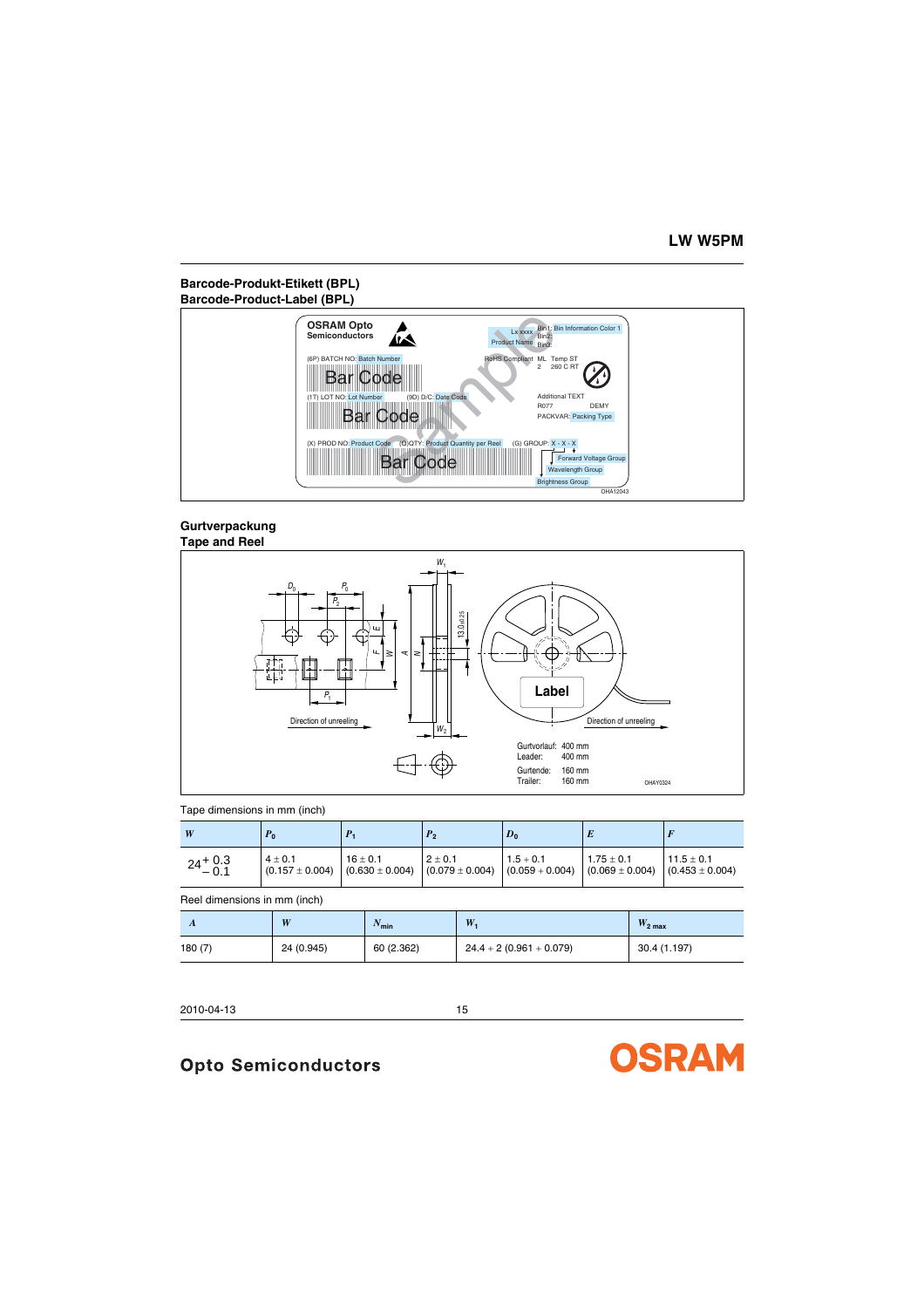## Barcode-Produkt-Etikett (BPL)
## Barcode-Product-Label (BPL)

## Gurtverpackung
## Tape and Reel

Tape dimensions in mm (inch)

| $W$ | $P_0$ | $P_1$ | $P_2$ | $D_0$ | $E$ | $F$ |
|---|---|---|---|---|---|---|
| $24^{+0.3}_{-0.1}$ | 4 ± 0.1 (0.157 ± 0.004) | 16 ± 0.1 (0.630 ± 0.004) | 2 ± 0.1 (0.079 ± 0.004) | 1.5 + 0.1 (0.059 + 0.004) | 1.75 ± 0.1 (0.069 ± 0.004) | 11.5 ± 0.1 (0.453 ± 0.004) |

Reel dimensions in mm (inch)

| $A$ | $W$ | $N_{min}$ | $W_1$ | $W_{2\ max}$ |
|---|---|---|---|---|
| 180 (7) | 24 (0.945) | 60 (2.362) | 24.4 + 2 (0.961 + 0.079) | 30.4 (1.197) |

2010-04-13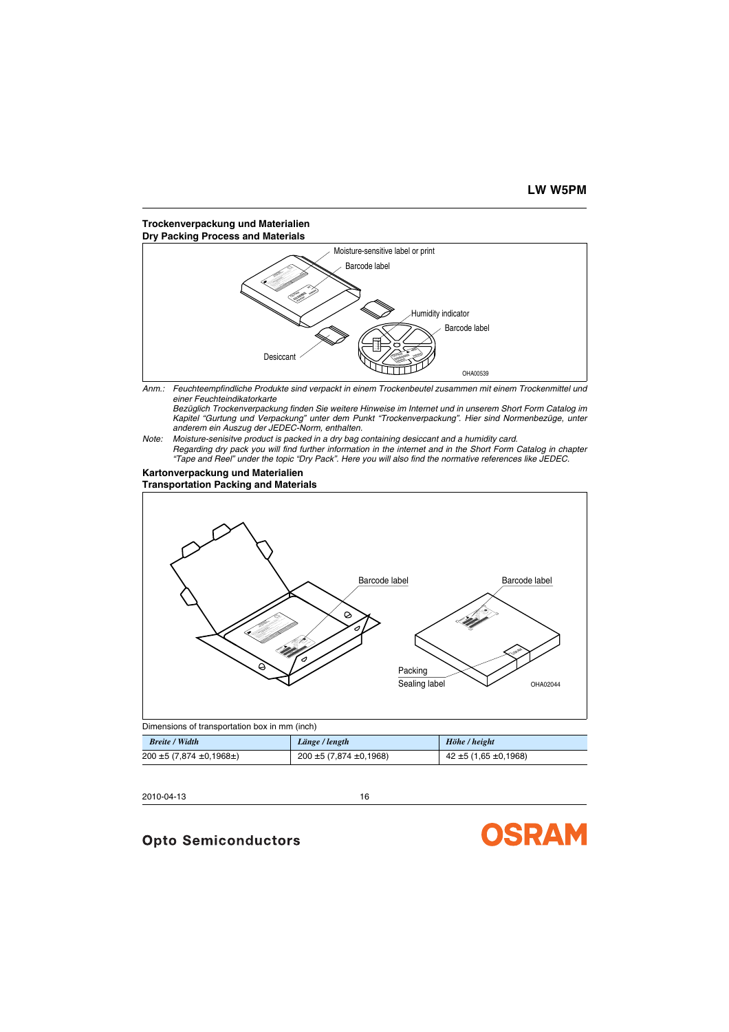## Trockenverpackung und Materialien
## Dry Packing Process and Materials

Moisture-sensitive label or print

Barcode label

Humidity indicator

Barcode label

Desiccant

OHA00539

*Anm.: Feuchteempfindliche Produkte sind verpackt in einem Trockenbeutel zusammen mit einem Trockenmittel und einer Feuchteindikatorkarte*
*Bezüglich Trockenverpackung finden Sie weitere Hinweise im Internet und in unserem Short Form Catalog im Kapitel "Gurtung und Verpackung" unter dem Punkt "Trockenverpackung". Hier sind Normenbezüge, unter anderem ein Auszug der JEDEC-Norm, enthalten.*

*Note: Moisture-senisitve product is packed in a dry bag containing desiccant and a humidity card.*
*Regarding dry pack you will find further information in the internet and in the Short Form Catalog in chapter "Tape and Reel" under the topic "Dry Pack". Here you will also find the normative references like JEDEC.*

## Kartonverpackung und Materialien
## Transportation Packing and Materials

Barcode label

Barcode label

Packing

Sealing label

OHA02044

Dimensions of transportation box in mm (inch)

| *Breite / Width* | *Länge / length* | *Höhe / height* |
|---|---|---|
| 200 ±5 (7,874 ±0,1968±) | 200 ±5 (7,874 ±0,1968) | 42 ±5 (1,65 ±0,1968) |

2010-04-13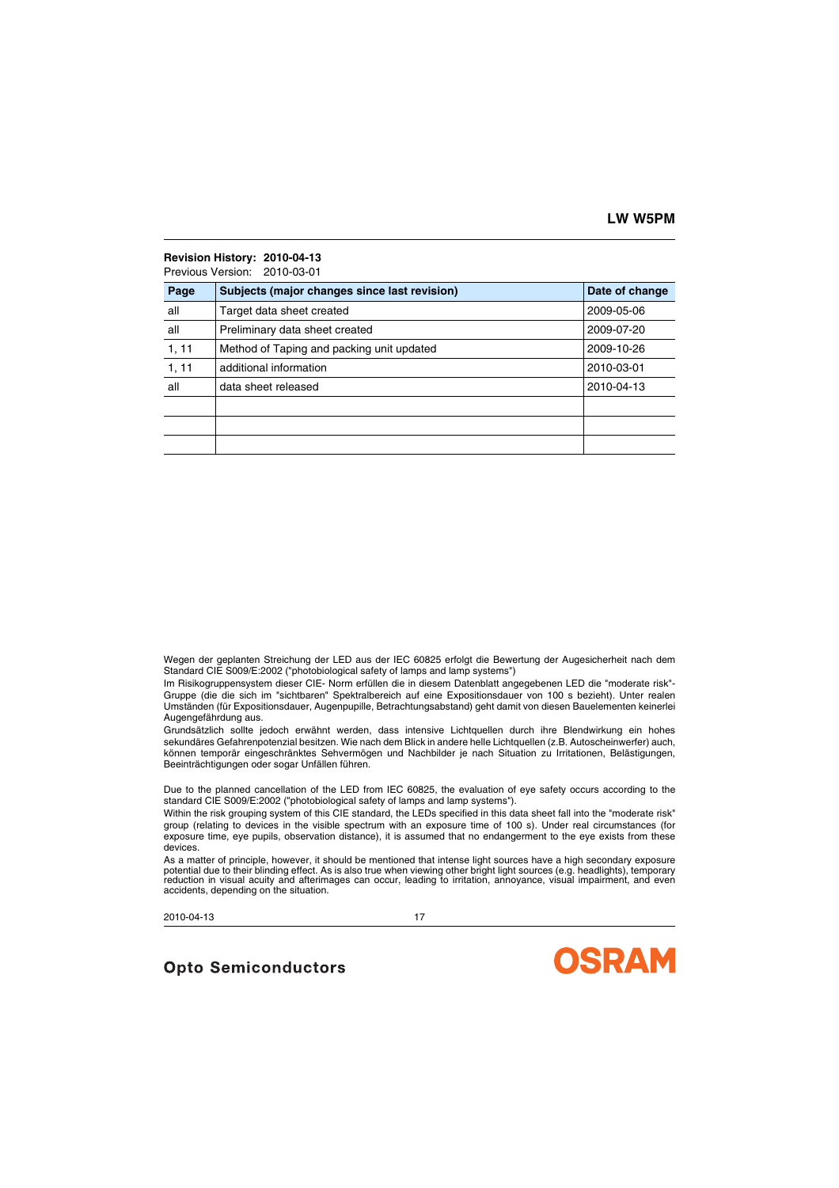**Revision History: 2010-04-13**

Previous Version: 2010-03-01

| Page | Subjects (major changes since last revision) | Date of change |
|---|---|---|
| all | Target data sheet created | 2009-05-06 |
| all | Preliminary data sheet created | 2009-07-20 |
| 1, 11 | Method of Taping and packing unit updated | 2009-10-26 |
| 1, 11 | additional information | 2010-03-01 |
| all | data sheet released | 2010-04-13 |
| | | |
| | | |
| | | |

Wegen der geplanten Streichung der LED aus der IEC 60825 erfolgt die Bewertung der Augesicherheit nach dem Standard CIE S009/E:2002 ("photobiological safety of lamps and lamp systems")

Im Risikogruppensystem dieser CIE- Norm erfüllen die in diesem Datenblatt angegebenen LED die "moderate risk"-Gruppe (die die sich im "sichtbaren" Spektralbereich auf eine Expositionsdauer von 100 s bezieht). Unter realen Umständen (für Expositionsdauer, Augenpupille, Betrachtungsabstand) geht damit von diesen Bauelementen keinerlei Augengefährdung aus.

Grundsätzlich sollte jedoch erwähnt werden, dass intensive Lichtquellen durch ihre Blendwirkung ein hohes sekundäres Gefahrenpotenzial besitzen. Wie nach dem Blick in andere helle Lichtquellen (z.B. Autoscheinwerfer) auch, können temporär eingeschränktes Sehvermögen und Nachbilder je nach Situation zu Irritationen, Belästigungen, Beeinträchtigungen oder sogar Unfällen führen.

Due to the planned cancellation of the LED from IEC 60825, the evaluation of eye safety occurs according to the standard CIE S009/E:2002 ("photobiological safety of lamps and lamp systems").

Within the risk grouping system of this CIE standard, the LEDs specified in this data sheet fall into the "moderate risk" group (relating to devices in the visible spectrum with an exposure time of 100 s). Under real circumstances (for exposure time, eye pupils, observation distance), it is assumed that no endangerment to the eye exists from these devices.

As a matter of principle, however, it should be mentioned that intense light sources have a high secondary exposure potential due to their blinding effect. As is also true when viewing other bright light sources (e.g. headlights), temporary reduction in visual acuity and afterimages can occur, leading to irritation, annoyance, visual impairment, and even accidents, depending on the situation.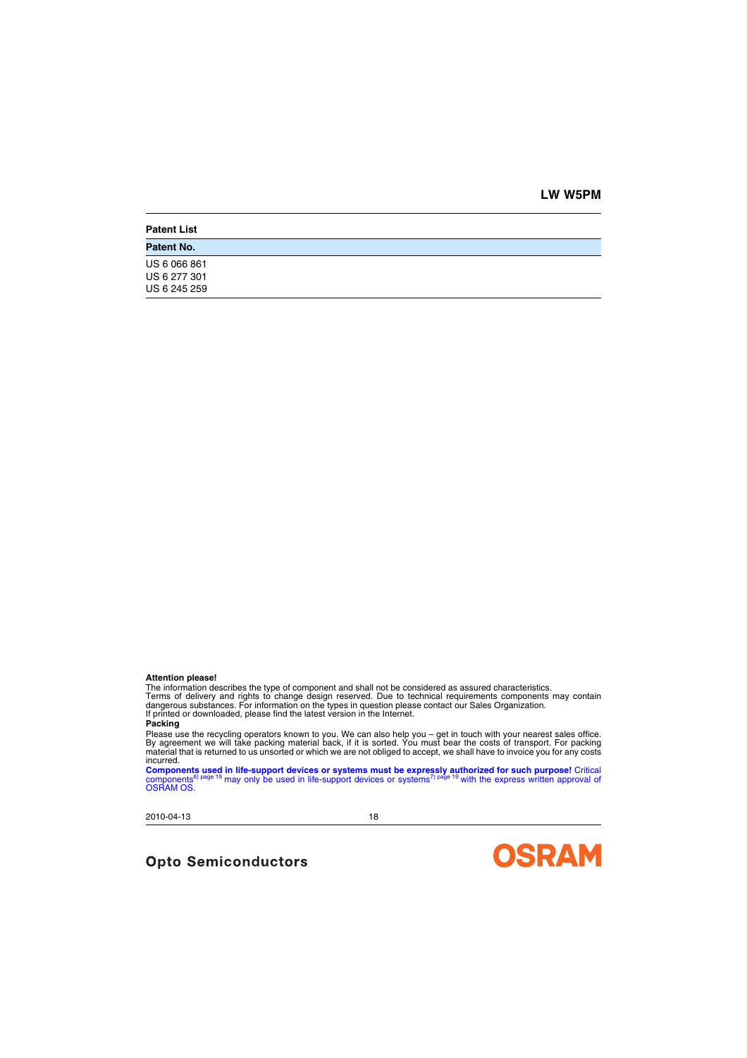## Patent List

| Patent No. |
| --- |
| US 6 066 861 |
| US 6 277 301 |
| US 6 245 259 |

**Attention please!**

The information describes the type of component and shall not be considered as assured characteristics.
Terms of delivery and rights to change design reserved. Due to technical requirements components may contain dangerous substances. For information on the types in question please contact our Sales Organization.
If printed or downloaded, please find the latest version in the Internet.

**Packing**

Please use the recycling operators known to you. We can also help you – get in touch with your nearest sales office. By agreement we will take packing material back, if it is sorted. You must bear the costs of transport. For packing material that is returned to us unsorted or which we are not obliged to accept, we shall have to invoice you for any costs incurred.

**Components used in life-support devices or systems must be expressly authorized for such purpose!** Critical components[6) page 19] may only be used in life-support devices or systems[7) page 19] with the express written approval of OSRAM OS.

2010-04-13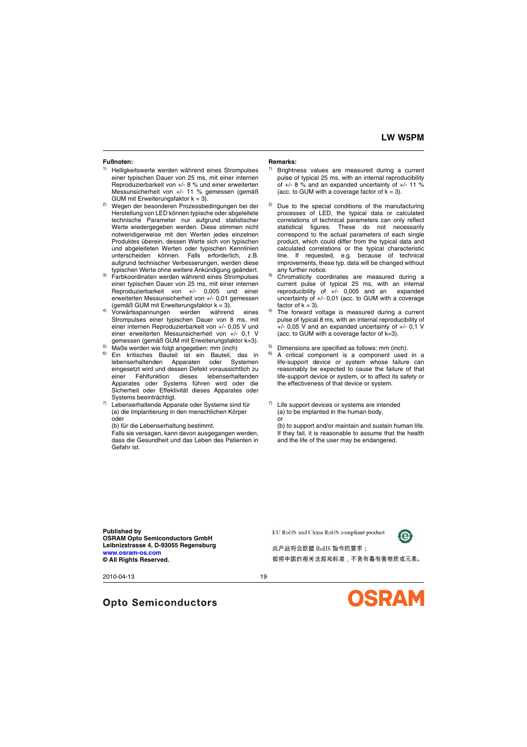**Fußnoten:**

1) Helligkeitswerte werden während eines Strompulses einer typischen Dauer von 25 ms, mit einer internen Reproduzierbarkeit von +/- 8 % und einer erweiterten Messunsicherheit von +/- 11 % gemessen (gemäß GUM mit Erweiterungsfaktor k = 3).
2) Wegen der besonderen Prozessbedingungen bei der Herstellung von LED können typische oder abgeleitete technische Parameter nur aufgrund statistischer Werte wiedergegeben werden. Diese stimmen nicht notwendigerweise mit den Werten jedes einzelnen Produktes überein, dessen Werte sich von typischen und abgeleiteten Werten oder typischen Kennlinien unterscheiden können. Falls erforderlich, z.B. aufgrund technischer Verbesserungen, werden diese typischen Werte ohne weitere Ankündigung geändert.
3) Farbkoordinaten werden während eines Strompulses einer typischen Dauer von 25 ms, mit einer internen Reproduzierbarkeit von +/- 0,005 und einer erweiterten Messunsicherheit von +/- 0,01 gemessen (gemäß GUM mit Erweiterungsfaktor k = 3).
4) Vorwärtsspannungen werden während eines Strompulses einer typischen Dauer von 8 ms, mit einer internen Reproduzierbarkeit von +/- 0,05 V und einer erweiterten Messunsicherheit von +/- 0,1 V gemessen (gemäß GUM mit Erweiterungsfaktor k=3).
5) Maße werden wie folgt angegeben: mm (inch)
6) Ein kritisches Bauteil ist ein Bauteil, das in lebenserhaltenden Apparaten oder Systemen eingesetzt wird und dessen Defekt voraussichtlich zu einer Fehlfunktion dieses lebenserhaltenden Apparates oder Systems führen wird oder die Sicherheit oder Effektivität dieses Apparates oder Systems beeinträchtigt.
7) Lebenserhaltende Apparate oder Systeme sind für
(a) die Implantierung in den menschlichen Körper
oder
(b) für die Lebenserhaltung bestimmt.
Falls sie versagen, kann davon ausgegangen werden, dass die Gesundheit und das Leben des Patienten in Gefahr ist.

**Remarks:**

1) Brightness values are measured during a current pulse of typical 25 ms, with an internal reproducibility of +/- 8 % and an expanded uncertainty of +/- 11 % (acc. to GUM with a coverage factor of k = 3).
2) Due to the special conditions of the manufacturing processes of LED, the typical data or calculated correlations of technical parameters can only reflect statistical figures. These do not necessarily correspond to the actual parameters of each single product, which could differ from the typical data and calculated correlations or the typical characteristic line. If requested, e.g. because of technical improvements, these typ. data will be changed without any further notice.
3) Chromaticity coordinates are measured during a current pulse of typical 25 ms, with an internal reproducibility of +/- 0,005 and an expanded uncertainty of +/- 0,01 (acc. to GUM with a coverage factor of k = 3).
4) The forward voltage is measured during a current pulse of typical 8 ms, with an internal reproducibility of +/- 0,05 V and an expanded uncertainty of +/- 0,1 V (acc. to GUM with a coverage factor of k=3).
5) Dimensions are specified as follows: mm (inch).
6) A critical component is a component used in a life-support device or system whose failure can reasonably be expected to cause the failure of that life-support device or system, or to affect its safety or the effectiveness of that device or system.
7) Life support devices or systems are intended
(a) to be implanted in the human body,
or
(b) to support and/or maintain and sustain human life.
If they fail, it is reasonable to assume that the health and the life of the user may be endangered.

**Published by**
**OSRAM Opto Semiconductors GmbH**
**Leibnizstrasse 4, D-93055 Regensburg**
**www.osram-os.com**
**© All Rights Reserved.**

EU RoHS and China RoHS compliant product

此产品符合欧盟 RoHS 指令的要求；

按照中国的相关法规和标准，不含有毒有害物质或元素。

2010-04-13